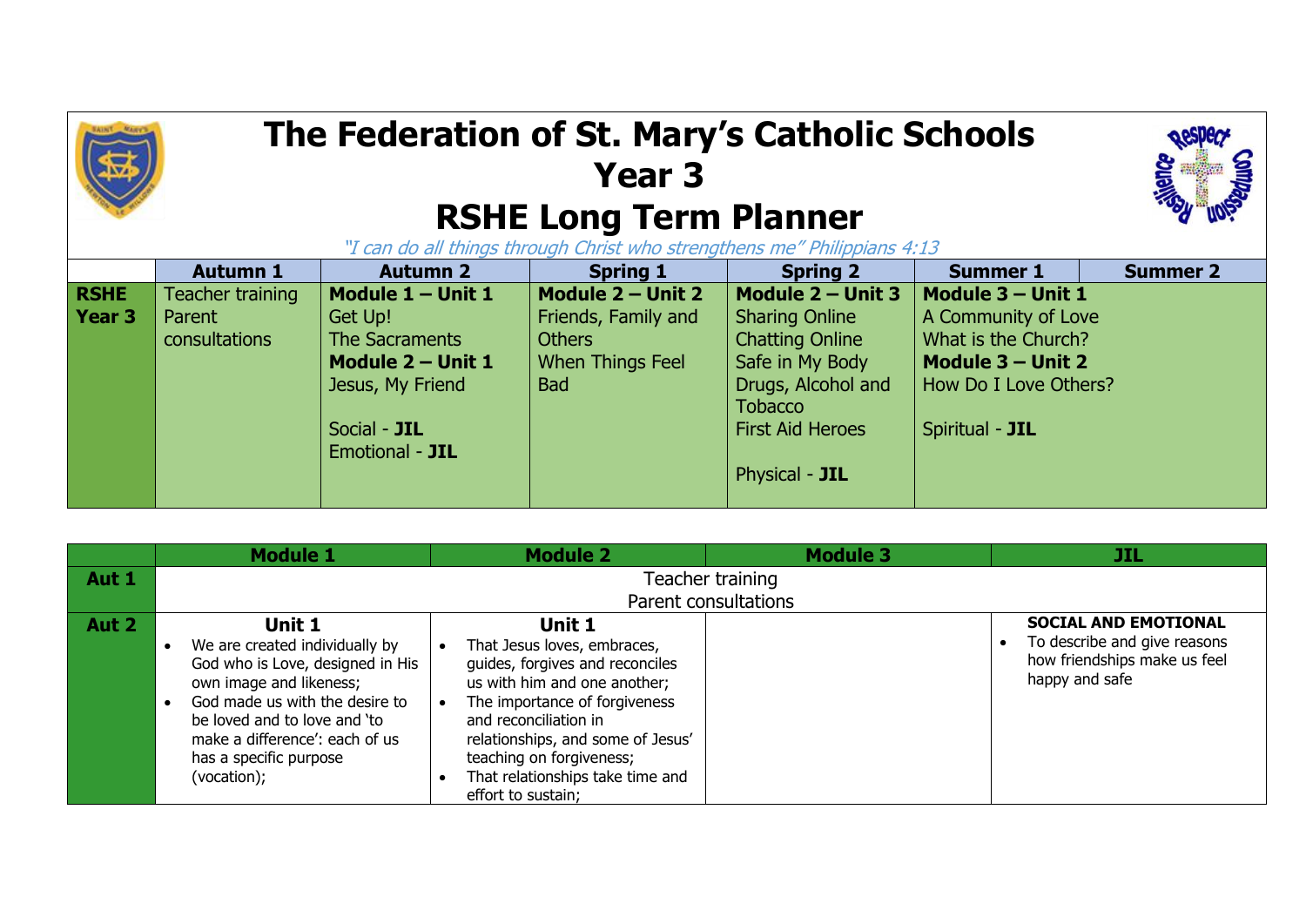# The Federation of St. Mary's Catholic Schools
# Year 3
# RSHE Long Term Planner

*"I can do all things through Christ who strengthens me" Philippians 4:13*

| | Autumn 1 | Autumn 2 | Spring 1 | Spring 2 | Summer 1 | Summer 2 |
|---|---|---|---|---|---|---|
| **RSHE Year 3** | Teacher training<br>Parent consultations | **Module 1 – Unit 1**<br>Get Up!<br>The Sacraments<br>**Module 2 – Unit 1**<br>Jesus, My Friend<br><br>Social - **JIL**<br>Emotional - **JIL** | **Module 2 – Unit 2**<br>Friends, Family and Others<br>When Things Feel Bad | **Module 2 – Unit 3**<br>Sharing Online<br>Chatting Online<br>Safe in My Body<br>Drugs, Alcohol and Tobacco<br>First Aid Heroes<br><br>Physical - **JIL** | **Module 3 – Unit 1**<br>A Community of Love<br>What is the Church?<br>**Module 3 – Unit 2**<br>How Do I Love Others?<br><br>Spiritual - **JIL** | |

| | Module 1 | Module 2 | Module 3 | JIL |
|---|---|---|---|---|
| **Aut 1** | Teacher training<br>Parent consultations | | | |
| **Aut 2** | **Unit 1**<br>• We are created individually by God who is Love, designed in His own image and likeness;<br>• God made us with the desire to be loved and to love and 'to make a difference': each of us has a specific purpose (vocation); | **Unit 1**<br>• That Jesus loves, embraces, guides, forgives and reconciles us with him and one another;<br>• The importance of forgiveness and reconciliation in relationships, and some of Jesus' teaching on forgiveness;<br>• That relationships take time and effort to sustain; | | **SOCIAL AND EMOTIONAL**<br>• To describe and give reasons how friendships make us feel happy and safe |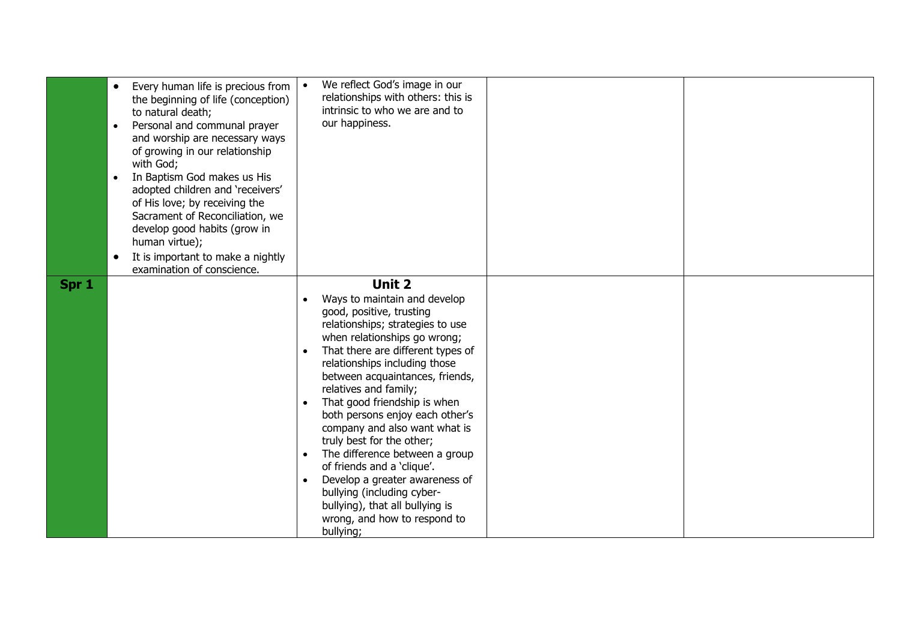|  |  |  |  |  |
| --- | --- | --- | --- | --- |
|  | • Every human life is precious from the beginning of life (conception) to natural death;<br>• Personal and communal prayer and worship are necessary ways of growing in our relationship with God;<br>• In Baptism God makes us His adopted children and 'receivers' of His love; by receiving the Sacrament of Reconciliation, we develop good habits (grow in human virtue);<br>• It is important to make a nightly examination of conscience. | • We reflect God's image in our relationships with others: this is intrinsic to who we are and to our happiness. |  |  |
| **Spr 1** |  | **Unit 2**<br>• Ways to maintain and develop good, positive, trusting relationships; strategies to use when relationships go wrong;<br>• That there are different types of relationships including those between acquaintances, friends, relatives and family;<br>• That good friendship is when both persons enjoy each other's company and also want what is truly best for the other;<br>• The difference between a group of friends and a 'clique'.<br>• Develop a greater awareness of bullying (including cyber-bullying), that all bullying is wrong, and how to respond to bullying; |  |  |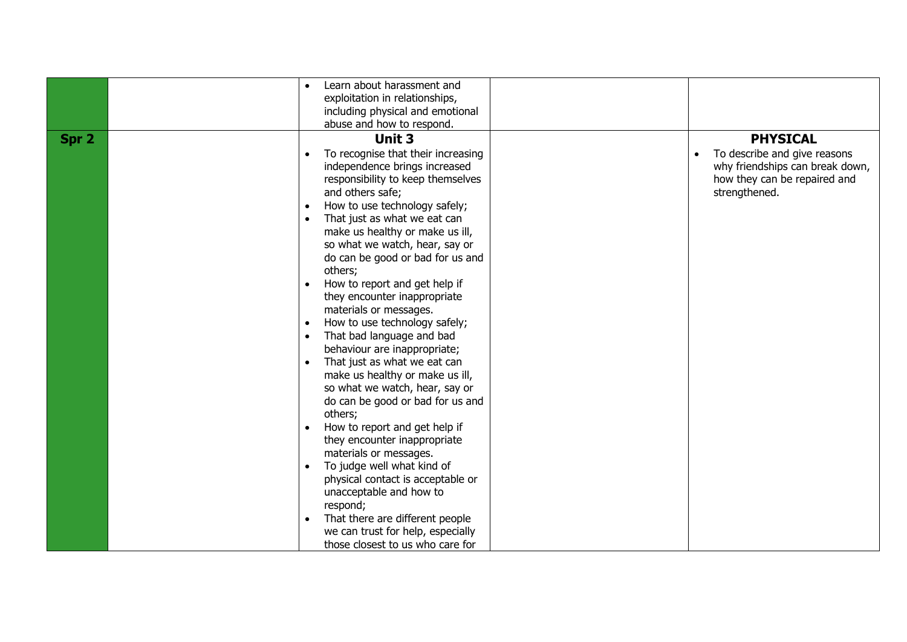| | | | | |
|---|---|---|---|---|
| | | • Learn about harassment and exploitation in relationships, including physical and emotional abuse and how to respond. | | |
| **Spr 2** | | **Unit 3**<br>• To recognise that their increasing independence brings increased responsibility to keep themselves and others safe;<br>• How to use technology safely;<br>• That just as what we eat can make us healthy or make us ill, so what we watch, hear, say or do can be good or bad for us and others;<br>• How to report and get help if they encounter inappropriate materials or messages.<br>• How to use technology safely;<br>• That bad language and bad behaviour are inappropriate;<br>• That just as what we eat can make us healthy or make us ill, so what we watch, hear, say or do can be good or bad for us and others;<br>• How to report and get help if they encounter inappropriate materials or messages.<br>• To judge well what kind of physical contact is acceptable or unacceptable and how to respond;<br>• That there are different people we can trust for help, especially those closest to us who care for | | **PHYSICAL**<br>• To describe and give reasons why friendships can break down, how they can be repaired and strengthened. |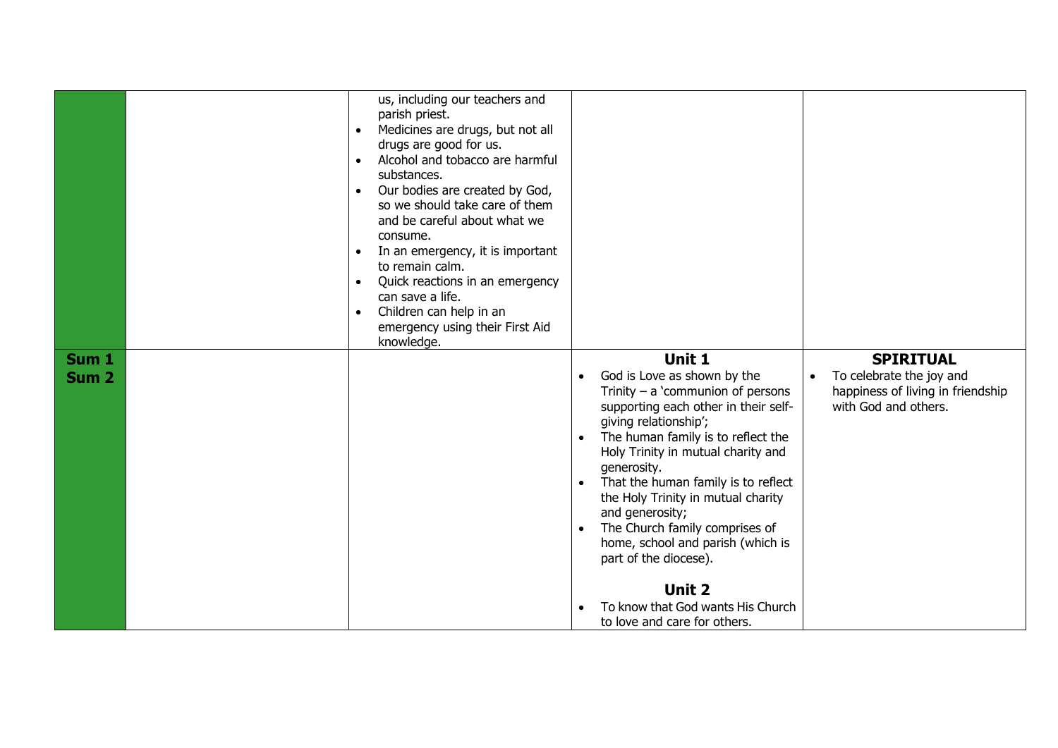| | | | | |
|---|---|---|---|---|
| | | us, including our teachers and parish priest.<br>• Medicines are drugs, but not all drugs are good for us.<br>• Alcohol and tobacco are harmful substances.<br>• Our bodies are created by God, so we should take care of them and be careful about what we consume.<br>• In an emergency, it is important to remain calm.<br>• Quick reactions in an emergency can save a life.<br>• Children can help in an emergency using their First Aid knowledge. | | |
| **Sum 1**<br>**Sum 2** | | | **Unit 1**<br>• God is Love as shown by the Trinity – a 'communion of persons supporting each other in their self-giving relationship';<br>• The human family is to reflect the Holy Trinity in mutual charity and generosity.<br>• That the human family is to reflect the Holy Trinity in mutual charity and generosity;<br>• The Church family comprises of home, school and parish (which is part of the diocese).<br><br>**Unit 2**<br>• To know that God wants His Church to love and care for others. | **SPIRITUAL**<br>• To celebrate the joy and happiness of living in friendship with God and others. |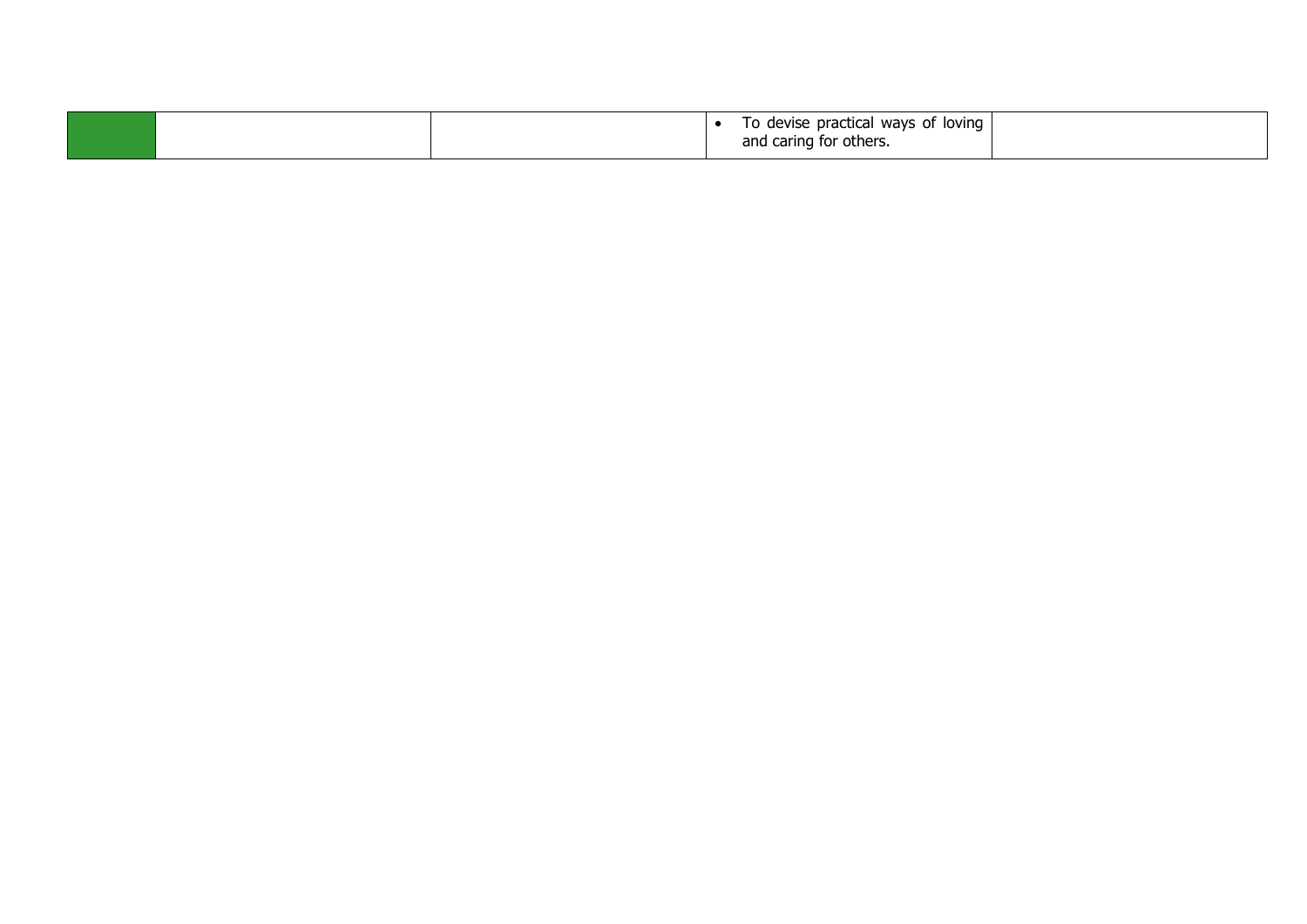| | | | | |
|---|---|---|---|---|
| | | | • To devise practical ways of loving and caring for others. | |